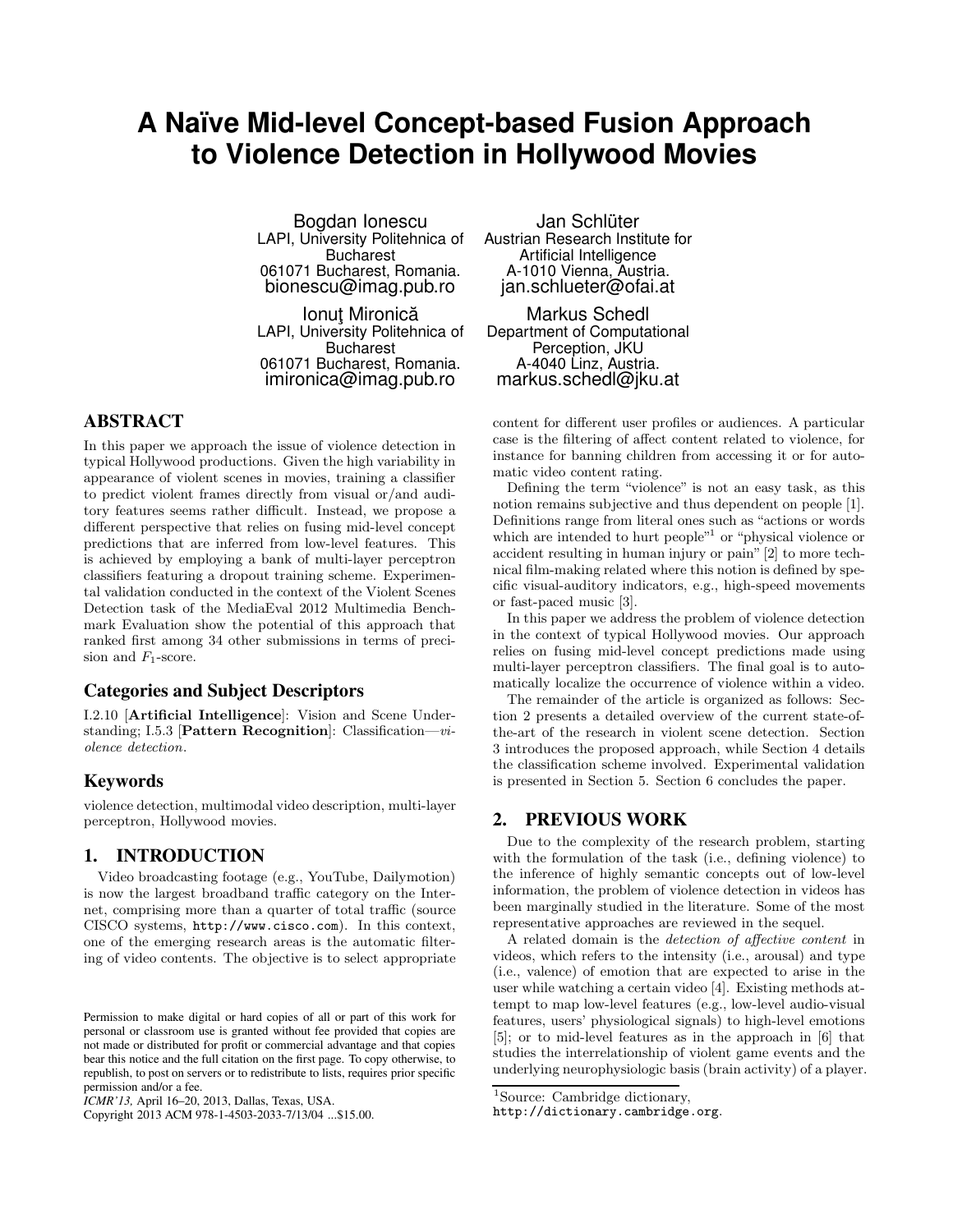# A Naïve Mid-level Concept-based Fusion Approach to Violence Detection in Hollywood Movies

Bogdan Ionescu
LAPI, University Politehnica of Bucharest
061071 Bucharest, Romania.
bionescu@imag.pub.ro

Jan Schlüter
Austrian Research Institute for Artificial Intelligence
A-1010 Vienna, Austria.
jan.schlueter@ofai.at

Ionuţ Mironică
LAPI, University Politehnica of Bucharest
061071 Bucharest, Romania.
imironica@imag.pub.ro

Markus Schedl
Department of Computational Perception, JKU
A-4040 Linz, Austria.
markus.schedl@jku.at

## ABSTRACT

In this paper we approach the issue of violence detection in typical Hollywood productions. Given the high variability in appearance of violent scenes in movies, training a classifier to predict violent frames directly from visual or/and auditory features seems rather difficult. Instead, we propose a different perspective that relies on fusing mid-level concept predictions that are inferred from low-level features. This is achieved by employing a bank of multi-layer perceptron classifiers featuring a dropout training scheme. Experimental validation conducted in the context of the Violent Scenes Detection task of the MediaEval 2012 Multimedia Benchmark Evaluation show the potential of this approach that ranked first among 34 other submissions in terms of precision and $F_1$-score.

### Categories and Subject Descriptors

I.2.10 [**Artificial Intelligence**]: Vision and Scene Understanding; I.5.3 [**Pattern Recognition**]: Classification—*violence detection*.

### Keywords

violence detection, multimodal video description, multi-layer perceptron, Hollywood movies.

## 1. INTRODUCTION

Video broadcasting footage (e.g., YouTube, Dailymotion) is now the largest broadband traffic category on the Internet, comprising more than a quarter of total traffic (source CISCO systems, `http://www.cisco.com`). In this context, one of the emerging research areas is the automatic filtering of video contents. The objective is to select appropriate content for different user profiles or audiences. A particular case is the filtering of affect content related to violence, for instance for banning children from accessing it or for automatic video content rating.

Defining the term "violence" is not an easy task, as this notion remains subjective and thus dependent on people [1]. Definitions range from literal ones such as "actions or words which are intended to hurt people"[1] or "physical violence or accident resulting in human injury or pain" [2] to more technical film-making related where this notion is defined by specific visual-auditory indicators, e.g., high-speed movements or fast-paced music [3].

In this paper we address the problem of violence detection in the context of typical Hollywood movies. Our approach relies on fusing mid-level concept predictions made using multi-layer perceptron classifiers. The final goal is to automatically localize the occurrence of violence within a video.

The remainder of the article is organized as follows: Section 2 presents a detailed overview of the current state-of-the-art of the research in violent scene detection. Section 3 introduces the proposed approach, while Section 4 details the classification scheme involved. Experimental validation is presented in Section 5. Section 6 concludes the paper.

## 2. PREVIOUS WORK

Due to the complexity of the research problem, starting with the formulation of the task (i.e., defining violence) to the inference of highly semantic concepts out of low-level information, the problem of violence detection in videos has been marginally studied in the literature. Some of the most representative approaches are reviewed in the sequel.

A related domain is the *detection of affective content* in videos, which refers to the intensity (i.e., arousal) and type (i.e., valence) of emotion that are expected to arise in the user while watching a certain video [4]. Existing methods attempt to map low-level features (e.g., low-level audio-visual features, users' physiological signals) to high-level emotions [5]; or to mid-level features as in the approach in [6] that studies the interrelationship of violent game events and the underlying neurophysiologic basis (brain activity) of a player.

[1]Source: Cambridge dictionary, `http://dictionary.cambridge.org`.

Permission to make digital or hard copies of all or part of this work for personal or classroom use is granted without fee provided that copies are not made or distributed for profit or commercial advantage and that copies bear this notice and the full citation on the first page. To copy otherwise, to republish, to post on servers or to redistribute to lists, requires prior specific permission and/or a fee.
*ICMR'13,* April 16–20, 2013, Dallas, Texas, USA.
Copyright 2013 ACM 978-1-4503-2033-7/13/04 ...$15.00.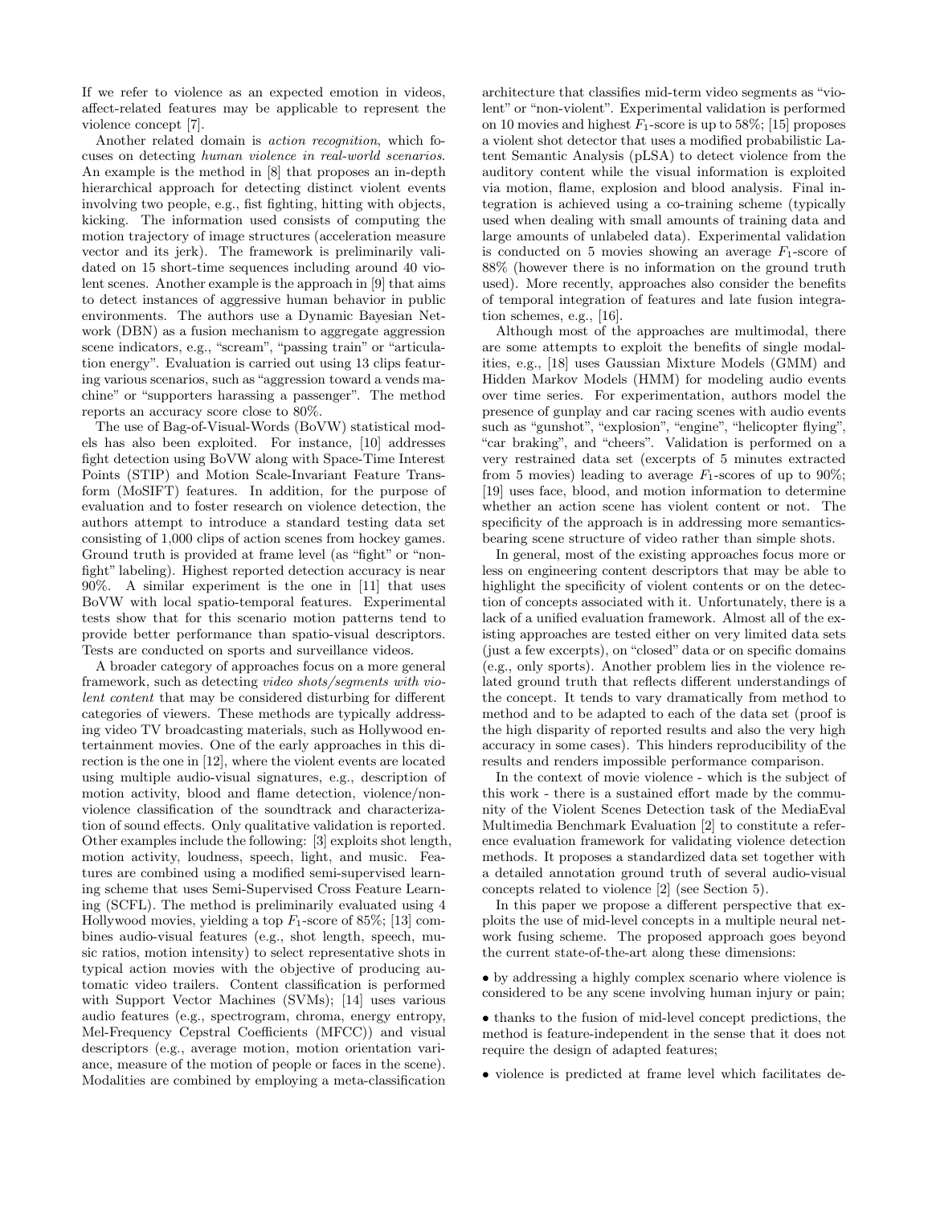If we refer to violence as an expected emotion in videos, affect-related features may be applicable to represent the violence concept [7].

Another related domain is *action recognition*, which focuses on detecting *human violence in real-world scenarios*. An example is the method in [8] that proposes an in-depth hierarchical approach for detecting distinct violent events involving two people, e.g., fist fighting, hitting with objects, kicking. The information used consists of computing the motion trajectory of image structures (acceleration measure vector and its jerk). The framework is preliminarily validated on 15 short-time sequences including around 40 violent scenes. Another example is the approach in [9] that aims to detect instances of aggressive human behavior in public environments. The authors use a Dynamic Bayesian Network (DBN) as a fusion mechanism to aggregate aggression scene indicators, e.g., "scream", "passing train" or "articulation energy". Evaluation is carried out using 13 clips featuring various scenarios, such as "aggression toward a vends machine" or "supporters harassing a passenger". The method reports an accuracy score close to 80%.

The use of Bag-of-Visual-Words (BoVW) statistical models has also been exploited. For instance, [10] addresses fight detection using BoVW along with Space-Time Interest Points (STIP) and Motion Scale-Invariant Feature Transform (MoSIFT) features. In addition, for the purpose of evaluation and to foster research on violence detection, the authors attempt to introduce a standard testing data set consisting of 1,000 clips of action scenes from hockey games. Ground truth is provided at frame level (as "fight" or "non-fight" labeling). Highest reported detection accuracy is near 90%. A similar experiment is the one in [11] that uses BoVW with local spatio-temporal features. Experimental tests show that for this scenario motion patterns tend to provide better performance than spatio-visual descriptors. Tests are conducted on sports and surveillance videos.

A broader category of approaches focus on a more general framework, such as detecting *video shots/segments with violent content* that may be considered disturbing for different categories of viewers. These methods are typically addressing video TV broadcasting materials, such as Hollywood entertainment movies. One of the early approaches in this direction is the one in [12], where the violent events are located using multiple audio-visual signatures, e.g., description of motion activity, blood and flame detection, violence/non-violence classification of the soundtrack and characterization of sound effects. Only qualitative validation is reported. Other examples include the following: [3] exploits shot length, motion activity, loudness, speech, light, and music. Features are combined using a modified semi-supervised learning scheme that uses Semi-Supervised Cross Feature Learning (SCFL). The method is preliminarily evaluated using 4 Hollywood movies, yielding a top $F_1$-score of 85%; [13] combines audio-visual features (e.g., shot length, speech, music ratios, motion intensity) to select representative shots in typical action movies with the objective of producing automatic video trailers. Content classification is performed with Support Vector Machines (SVMs); [14] uses various audio features (e.g., spectrogram, chroma, energy entropy, Mel-Frequency Cepstral Coefficients (MFCC)) and visual descriptors (e.g., average motion, motion orientation variance, measure of the motion of people or faces in the scene). Modalities are combined by employing a meta-classification architecture that classifies mid-term video segments as "violent" or "non-violent". Experimental validation is performed on 10 movies and highest $F_1$-score is up to 58%; [15] proposes a violent shot detector that uses a modified probabilistic Latent Semantic Analysis (pLSA) to detect violence from the auditory content while the visual information is exploited via motion, flame, explosion and blood analysis. Final integration is achieved using a co-training scheme (typically used when dealing with small amounts of training data and large amounts of unlabeled data). Experimental validation is conducted on 5 movies showing an average $F_1$-score of 88% (however there is no information on the ground truth used). More recently, approaches also consider the benefits of temporal integration of features and late fusion integration schemes, e.g., [16].

Although most of the approaches are multimodal, there are some attempts to exploit the benefits of single modalities, e.g., [18] uses Gaussian Mixture Models (GMM) and Hidden Markov Models (HMM) for modeling audio events over time series. For experimentation, authors model the presence of gunplay and car racing scenes with audio events such as "gunshot", "explosion", "engine", "helicopter flying", "car braking", and "cheers". Validation is performed on a very restrained data set (excerpts of 5 minutes extracted from 5 movies) leading to average $F_1$-scores of up to 90%; [19] uses face, blood, and motion information to determine whether an action scene has violent content or not. The specificity of the approach is in addressing more semantics-bearing scene structure of video rather than simple shots.

In general, most of the existing approaches focus more or less on engineering content descriptors that may be able to highlight the specificity of violent contents or on the detection of concepts associated with it. Unfortunately, there is a lack of a unified evaluation framework. Almost all of the existing approaches are tested either on very limited data sets (just a few excerpts), on "closed" data or on specific domains (e.g., only sports). Another problem lies in the violence related ground truth that reflects different understandings of the concept. It tends to vary dramatically from method to method and to be adapted to each of the data set (proof is the high disparity of reported results and also the very high accuracy in some cases). This hinders reproducibility of the results and renders impossible performance comparison.

In the context of movie violence - which is the subject of this work - there is a sustained effort made by the community of the Violent Scenes Detection task of the MediaEval Multimedia Benchmark Evaluation [2] to constitute a reference evaluation framework for validating violence detection methods. It proposes a standardized data set together with a detailed annotation ground truth of several audio-visual concepts related to violence [2] (see Section 5).

In this paper we propose a different perspective that exploits the use of mid-level concepts in a multiple neural network fusing scheme. The proposed approach goes beyond the current state-of-the-art along these dimensions:

- by addressing a highly complex scenario where violence is considered to be any scene involving human injury or pain;
- thanks to the fusion of mid-level concept predictions, the method is feature-independent in the sense that it does not require the design of adapted features;
- violence is predicted at frame level which facilitates de-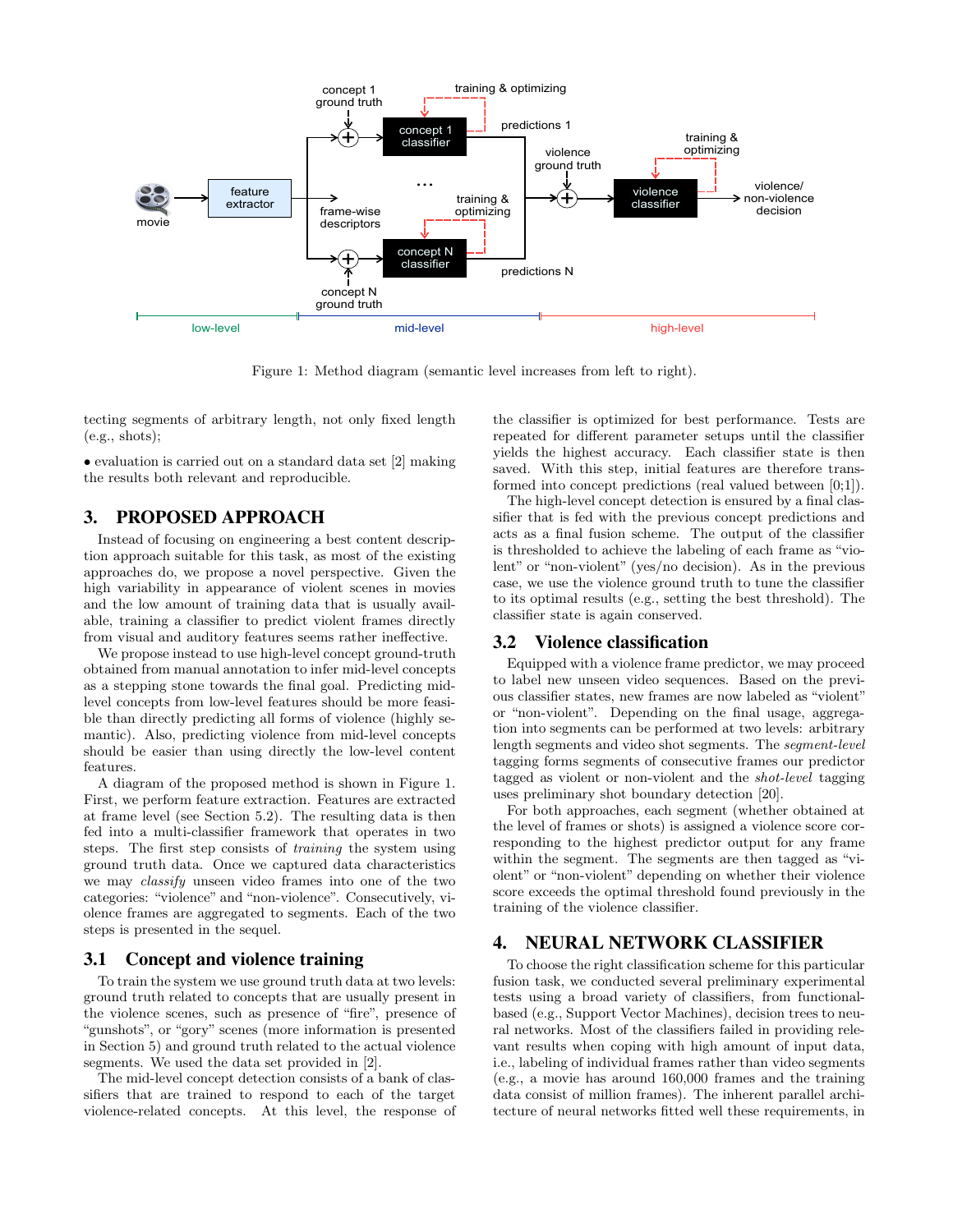Figure 1: Method diagram (semantic level increases from left to right).

tecting segments of arbitrary length, not only fixed length (e.g., shots);

• evaluation is carried out on a standard data set [2] making the results both relevant and reproducible.

# 3. PROPOSED APPROACH

Instead of focusing on engineering a best content description approach suitable for this task, as most of the existing approaches do, we propose a novel perspective. Given the high variability in appearance of violent scenes in movies and the low amount of training data that is usually available, training a classifier to predict violent frames directly from visual and auditory features seems rather ineffective.

We propose instead to use high-level concept ground-truth obtained from manual annotation to infer mid-level concepts as a stepping stone towards the final goal. Predicting mid-level concepts from low-level features should be more feasible than directly predicting all forms of violence (highly semantic). Also, predicting violence from mid-level concepts should be easier than using directly the low-level content features.

A diagram of the proposed method is shown in Figure 1. First, we perform feature extraction. Features are extracted at frame level (see Section 5.2). The resulting data is then fed into a multi-classifier framework that operates in two steps. The first step consists of *training* the system using ground truth data. Once we captured data characteristics we may *classify* unseen video frames into one of the two categories: "violence" and "non-violence". Consecutively, violence frames are aggregated to segments. Each of the two steps is presented in the sequel.

## 3.1 Concept and violence training

To train the system we use ground truth data at two levels: ground truth related to concepts that are usually present in the violence scenes, such as presence of "fire", presence of "gunshots", or "gory" scenes (more information is presented in Section 5) and ground truth related to the actual violence segments. We used the data set provided in [2].

The mid-level concept detection consists of a bank of classifiers that are trained to respond to each of the target violence-related concepts. At this level, the response of the classifier is optimized for best performance. Tests are repeated for different parameter setups until the classifier yields the highest accuracy. Each classifier state is then saved. With this step, initial features are therefore transformed into concept predictions (real valued between [0;1]).

The high-level concept detection is ensured by a final classifier that is fed with the previous concept predictions and acts as a final fusion scheme. The output of the classifier is thresholded to achieve the labeling of each frame as "violent" or "non-violent" (yes/no decision). As in the previous case, we use the violence ground truth to tune the classifier to its optimal results (e.g., setting the best threshold). The classifier state is again conserved.

## 3.2 Violence classification

Equipped with a violence frame predictor, we may proceed to label new unseen video sequences. Based on the previous classifier states, new frames are now labeled as "violent" or "non-violent". Depending on the final usage, aggregation into segments can be performed at two levels: arbitrary length segments and video shot segments. The *segment-level* tagging forms segments of consecutive frames our predictor tagged as violent or non-violent and the *shot-level* tagging uses preliminary shot boundary detection [20].

For both approaches, each segment (whether obtained at the level of frames or shots) is assigned a violence score corresponding to the highest predictor output for any frame within the segment. The segments are then tagged as "violent" or "non-violent" depending on whether their violence score exceeds the optimal threshold found previously in the training of the violence classifier.

# 4. NEURAL NETWORK CLASSIFIER

To choose the right classification scheme for this particular fusion task, we conducted several preliminary experimental tests using a broad variety of classifiers, from functional-based (e.g., Support Vector Machines), decision trees to neural networks. Most of the classifiers failed in providing relevant results when coping with high amount of input data, i.e., labeling of individual frames rather than video segments (e.g., a movie has around 160,000 frames and the training data consist of million frames). The inherent parallel architecture of neural networks fitted well these requirements, in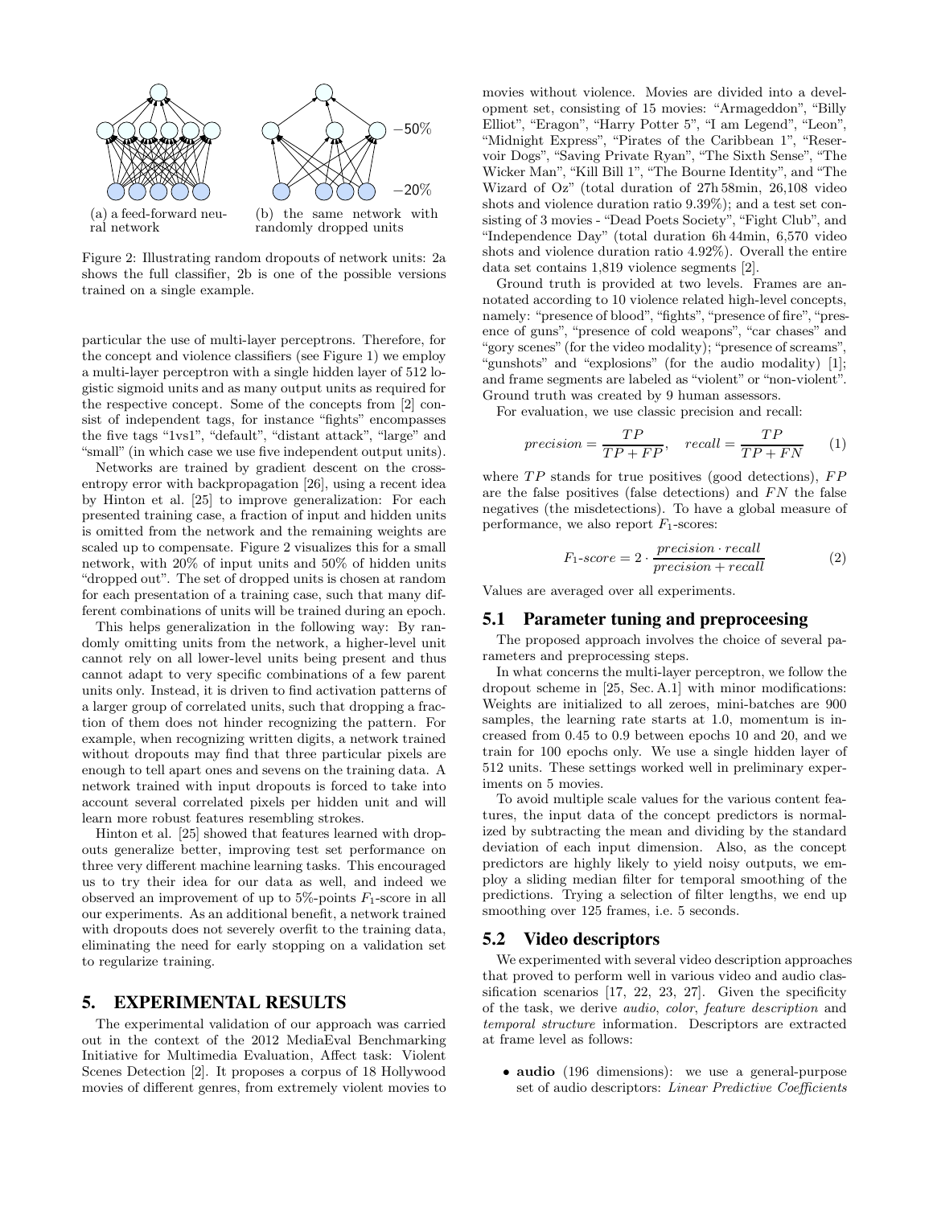(a) a feed-forward neural network

(b) the same network with randomly dropped units

Figure 2: Illustrating random dropouts of network units: 2a shows the full classifier, 2b is one of the possible versions trained on a single example.

particular the use of multi-layer perceptrons. Therefore, for the concept and violence classifiers (see Figure 1) we employ a multi-layer perceptron with a single hidden layer of 512 logistic sigmoid units and as many output units as required for the respective concept. Some of the concepts from [2] consist of independent tags, for instance "fights" encompasses the five tags "1vs1", "default", "distant attack", "large" and "small" (in which case we use five independent output units).

Networks are trained by gradient descent on the cross-entropy error with backpropagation [26], using a recent idea by Hinton et al. [25] to improve generalization: For each presented training case, a fraction of input and hidden units is omitted from the network and the remaining weights are scaled up to compensate. Figure 2 visualizes this for a small network, with 20% of input units and 50% of hidden units "dropped out". The set of dropped units is chosen at random for each presentation of a training case, such that many different combinations of units will be trained during an epoch.

This helps generalization in the following way: By randomly omitting units from the network, a higher-level unit cannot rely on all lower-level units being present and thus cannot adapt to very specific combinations of a few parent units only. Instead, it is driven to find activation patterns of a larger group of correlated units, such that dropping a fraction of them does not hinder recognizing the pattern. For example, when recognizing written digits, a network trained without dropouts may find that three particular pixels are enough to tell apart ones and sevens on the training data. A network trained with input dropouts is forced to take into account several correlated pixels per hidden unit and will learn more robust features resembling strokes.

Hinton et al. [25] showed that features learned with dropouts generalize better, improving test set performance on three very different machine learning tasks. This encouraged us to try their idea for our data as well, and indeed we observed an improvement of up to 5%-points $F_1$-score in all our experiments. As an additional benefit, a network trained with dropouts does not severely overfit to the training data, eliminating the need for early stopping on a validation set to regularize training.

## 5. EXPERIMENTAL RESULTS

The experimental validation of our approach was carried out in the context of the 2012 MediaEval Benchmarking Initiative for Multimedia Evaluation, Affect task: Violent Scenes Detection [2]. It proposes a corpus of 18 Hollywood movies of different genres, from extremely violent movies to movies without violence. Movies are divided into a development set, consisting of 15 movies: "Armageddon", "Billy Elliot", "Eragon", "Harry Potter 5", "I am Legend", "Leon", "Midnight Express", "Pirates of the Caribbean 1", "Reservoir Dogs", "Saving Private Ryan", "The Sixth Sense", "The Wicker Man", "Kill Bill 1", "The Bourne Identity", and "The Wizard of Oz" (total duration of 27h 58min, 26,108 video shots and violence duration ratio 9.39%); and a test set consisting of 3 movies - "Dead Poets Society", "Fight Club", and "Independence Day" (total duration 6h 44min, 6,570 video shots and violence duration ratio 4.92%). Overall the entire data set contains 1,819 violence segments [2].

Ground truth is provided at two levels. Frames are annotated according to 10 violence related high-level concepts, namely: "presence of blood", "fights", "presence of fire", "presence of guns", "presence of cold weapons", "car chases" and "gory scenes" (for the video modality); "presence of screams", "gunshots" and "explosions" (for the audio modality) [1]; and frame segments are labeled as "violent" or "non-violent". Ground truth was created by 9 human assessors.

For evaluation, we use classic precision and recall:

$$precision = \frac{TP}{TP + FP}, \quad recall = \frac{TP}{TP + FN} \qquad (1)$$

where $TP$ stands for true positives (good detections), $FP$ are the false positives (false detections) and $FN$ the false negatives (the misdetections). To have a global measure of performance, we also report $F_1$-scores:

$$F_1\text{-}score = 2 \cdot \frac{precision \cdot recall}{precision + recall} \qquad (2)$$

Values are averaged over all experiments.

### 5.1 Parameter tuning and preproceesing

The proposed approach involves the choice of several parameters and preprocessing steps.

In what concerns the multi-layer perceptron, we follow the dropout scheme in [25, Sec. A.1] with minor modifications: Weights are initialized to all zeroes, mini-batches are 900 samples, the learning rate starts at 1.0, momentum is increased from 0.45 to 0.9 between epochs 10 and 20, and we train for 100 epochs only. We use a single hidden layer of 512 units. These settings worked well in preliminary experiments on 5 movies.

To avoid multiple scale values for the various content features, the input data of the concept predictors is normalized by subtracting the mean and dividing by the standard deviation of each input dimension. Also, as the concept predictors are highly likely to yield noisy outputs, we employ a sliding median filter for temporal smoothing of the predictions. Trying a selection of filter lengths, we end up smoothing over 125 frames, i.e. 5 seconds.

### 5.2 Video descriptors

We experimented with several video description approaches that proved to perform well in various video and audio classification scenarios [17, 22, 23, 27]. Given the specificity of the task, we derive *audio*, *color*, *feature description* and *temporal structure* information. Descriptors are extracted at frame level as follows:

- **audio** (196 dimensions): we use a general-purpose set of audio descriptors: *Linear Predictive Coefficients*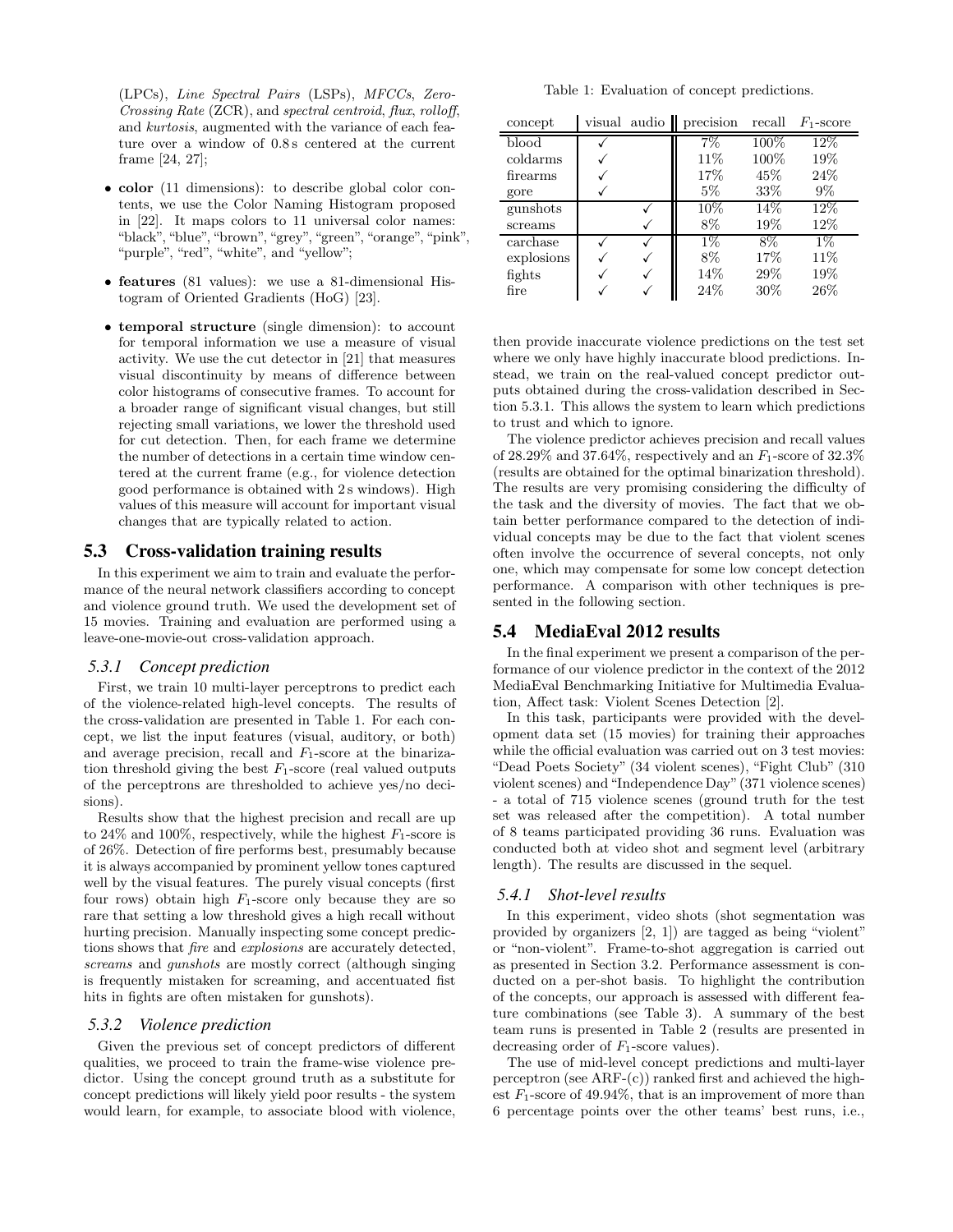(LPCs), *Line Spectral Pairs* (LSPs), *MFCCs*, *Zero-Crossing Rate* (ZCR), and *spectral centroid*, *flux*, *rolloff*, and *kurtosis*, augmented with the variance of each feature over a window of 0.8 s centered at the current frame [24, 27];

- **color** (11 dimensions): to describe global color contents, we use the Color Naming Histogram proposed in [22]. It maps colors to 11 universal color names: "black", "blue", "brown", "grey", "green", "orange", "pink", "purple", "red", "white", and "yellow";
- **features** (81 values): we use a 81-dimensional Histogram of Oriented Gradients (HoG) [23].
- **temporal structure** (single dimension): to account for temporal information we use a measure of visual activity. We use the cut detector in [21] that measures visual discontinuity by means of difference between color histograms of consecutive frames. To account for a broader range of significant visual changes, but still rejecting small variations, we lower the threshold used for cut detection. Then, for each frame we determine the number of detections in a certain time window centered at the current frame (e.g., for violence detection good performance is obtained with 2 s windows). High values of this measure will account for important visual changes that are typically related to action.

## 5.3 Cross-validation training results

In this experiment we aim to train and evaluate the performance of the neural network classifiers according to concept and violence ground truth. We used the development set of 15 movies. Training and evaluation are performed using a leave-one-movie-out cross-validation approach.

### 5.3.1 Concept prediction

First, we train 10 multi-layer perceptrons to predict each of the violence-related high-level concepts. The results of the cross-validation are presented in Table 1. For each concept, we list the input features (visual, auditory, or both) and average precision, recall and $F_1$-score at the binarization threshold giving the best $F_1$-score (real valued outputs of the perceptrons are thresholded to achieve yes/no decisions).

Results show that the highest precision and recall are up to 24% and 100%, respectively, while the highest $F_1$-score is of 26%. Detection of fire performs best, presumably because it is always accompanied by prominent yellow tones captured well by the visual features. The purely visual concepts (first four rows) obtain high $F_1$-score only because they are so rare that setting a low threshold gives a high recall without hurting precision. Manually inspecting some concept predictions shows that *fire* and *explosions* are accurately detected, *screams* and *gunshots* are mostly correct (although singing is frequently mistaken for screaming, and accentuated fist hits in fights are often mistaken for gunshots).

### 5.3.2 Violence prediction

Given the previous set of concept predictors of different qualities, we proceed to train the frame-wise violence predictor. Using the concept ground truth as a substitute for concept predictions will likely yield poor results - the system would learn, for example, to associate blood with violence, then provide inaccurate violence predictions on the test set where we only have highly inaccurate blood predictions. Instead, we train on the real-valued concept predictor outputs obtained during the cross-validation described in Section 5.3.1. This allows the system to learn which predictions to trust and which to ignore.

Table 1: Evaluation of concept predictions.

| concept | visual | audio | precision | recall | $F_1$-score |
|---|---|---|---|---|---|
| blood | ✓ | | 7% | 100% | 12% |
| coldarms | ✓ | | 11% | 100% | 19% |
| firearms | ✓ | | 17% | 45% | 24% |
| gore | ✓ | | 5% | 33% | 9% |
| gunshots | | ✓ | 10% | 14% | 12% |
| screams | | ✓ | 8% | 19% | 12% |
| carchase | ✓ | ✓ | 1% | 8% | 1% |
| explosions | ✓ | ✓ | 8% | 17% | 11% |
| fights | ✓ | ✓ | 14% | 29% | 19% |
| fire | ✓ | ✓ | 24% | 30% | 26% |

The violence predictor achieves precision and recall values of 28.29% and 37.64%, respectively and an $F_1$-score of 32.3% (results are obtained for the optimal binarization threshold). The results are very promising considering the difficulty of the task and the diversity of movies. The fact that we obtain better performance compared to the detection of individual concepts may be due to the fact that violent scenes often involve the occurrence of several concepts, not only one, which may compensate for some low concept detection performance. A comparison with other techniques is presented in the following section.

## 5.4 MediaEval 2012 results

In the final experiment we present a comparison of the performance of our violence predictor in the context of the 2012 MediaEval Benchmarking Initiative for Multimedia Evaluation, Affect task: Violent Scenes Detection [2].

In this task, participants were provided with the development data set (15 movies) for training their approaches while the official evaluation was carried out on 3 test movies: "Dead Poets Society" (34 violent scenes), "Fight Club" (310 violent scenes) and "Independence Day" (371 violence scenes) - a total of 715 violence scenes (ground truth for the test set was released after the competition). A total number of 8 teams participated providing 36 runs. Evaluation was conducted both at video shot and segment level (arbitrary length). The results are discussed in the sequel.

### 5.4.1 Shot-level results

In this experiment, video shots (shot segmentation was provided by organizers [2, 1]) are tagged as being "violent" or "non-violent". Frame-to-shot aggregation is carried out as presented in Section 3.2. Performance assessment is conducted on a per-shot basis. To highlight the contribution of the concepts, our approach is assessed with different feature combinations (see Table 3). A summary of the best team runs is presented in Table 2 (results are presented in decreasing order of $F_1$-score values).

The use of mid-level concept predictions and multi-layer perceptron (see ARF-(c)) ranked first and achieved the highest $F_1$-score of 49.94%, that is an improvement of more than 6 percentage points over the other teams' best runs, i.e.,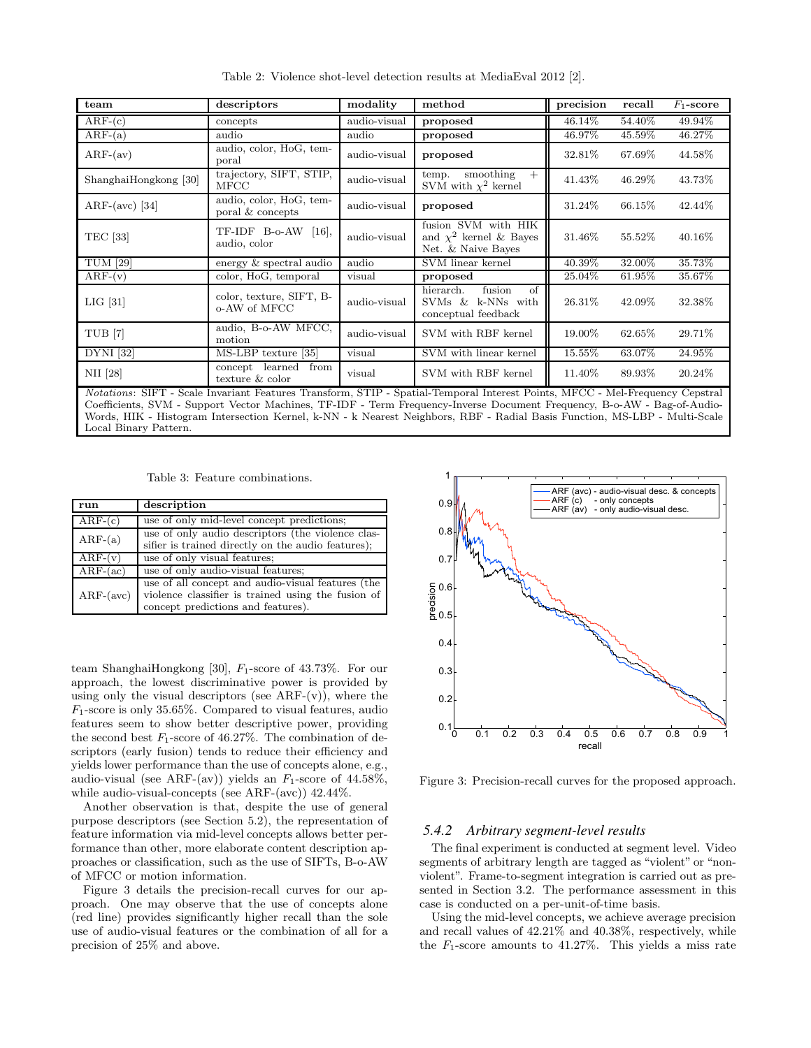Table 2: Violence shot-level detection results at MediaEval 2012 [2].

| team | descriptors | modality | method | precision | recall | $F_1$-score |
|---|---|---|---|---|---|---|
| ARF-(c) | concepts | audio-visual | **proposed** | 46.14% | 54.40% | 49.94% |
| ARF-(a) | audio | audio | **proposed** | 46.97% | 45.59% | 46.27% |
| ARF-(av) | audio, color, HoG, temporal | audio-visual | **proposed** | 32.81% | 67.69% | 44.58% |
| ShanghaiHongkong [30] | trajectory, SIFT, STIP, MFCC | audio-visual | temp. smoothing + SVM with $\chi^2$ kernel | 41.43% | 46.29% | 43.73% |
| ARF-(avc) [34] | audio, color, HoG, temporal & concepts | audio-visual | **proposed** | 31.24% | 66.15% | 42.44% |
| TEC [33] | TF-IDF B-o-AW [16], audio, color | audio-visual | fusion SVM with HIK and $\chi^2$ kernel & Bayes Net. & Naive Bayes | 31.46% | 55.52% | 40.16% |
| TUM [29] | energy & spectral audio | audio | SVM linear kernel | 40.39% | 32.00% | 35.73% |
| ARF-(v) | color, HoG, temporal | visual | **proposed** | 25.04% | 61.95% | 35.67% |
| LIG [31] | color, texture, SIFT, B-o-AW of MFCC | audio-visual | hierarch. fusion of SVMs & k-NNs with conceptual feedback | 26.31% | 42.09% | 32.38% |
| TUB [7] | audio, B-o-AW MFCC, motion | audio-visual | SVM with RBF kernel | 19.00% | 62.65% | 29.71% |
| DYNI [32] | MS-LBP texture [35] | visual | SVM with linear kernel | 15.55% | 63.07% | 24.95% |
| NII [28] | concept learned from texture & color | visual | SVM with RBF kernel | 11.40% | 89.93% | 20.24% |

*Notations*: SIFT - Scale Invariant Features Transform, STIP - Spatial-Temporal Interest Points, MFCC - Mel-Frequency Cepstral Coefficients, SVM - Support Vector Machines, TF-IDF - Term Frequency-Inverse Document Frequency, B-o-AW - Bag-of-Audio-Words, HIK - Histogram Intersection Kernel, k-NN - k Nearest Neighbors, RBF - Radial Basis Function, MS-LBP - Multi-Scale Local Binary Pattern.

Table 3: Feature combinations.

| run | description |
|---|---|
| ARF-(c) | use of only mid-level concept predictions; |
| ARF-(a) | use of only audio descriptors (the violence classifier is trained directly on the audio features); |
| ARF-(v) | use of only visual features; |
| ARF-(ac) | use of only audio-visual features; |
| ARF-(avc) | use of all concept and audio-visual features (the violence classifier is trained using the fusion of concept predictions and features). |

team ShanghaiHongkong [30], $F_1$-score of 43.73%. For our approach, the lowest discriminative power is provided by using only the visual descriptors (see ARF-(v)), where the $F_1$-score is only 35.65%. Compared to visual features, audio features seem to show better descriptive power, providing the second best $F_1$-score of 46.27%. The combination of descriptors (early fusion) tends to reduce their efficiency and yields lower performance than the use of concepts alone, e.g., audio-visual (see ARF-(av)) yields an $F_1$-score of 44.58%, while audio-visual-concepts (see ARF-(avc)) 42.44%.

Another observation is that, despite the use of general purpose descriptors (see Section 5.2), the representation of feature information via mid-level concepts allows better performance than other, more elaborate content description approaches or classification, such as the use of SIFTs, B-o-AW of MFCC or motion information.

Figure 3 details the precision-recall curves for our approach. One may observe that the use of concepts alone (red line) provides significantly higher recall than the sole use of audio-visual features or the combination of all for a precision of 25% and above.

Figure 3: Precision-recall curves for the proposed approach.

### *5.4.2 Arbitrary segment-level results*

The final experiment is conducted at segment level. Video segments of arbitrary length are tagged as "violent" or "non-violent". Frame-to-segment integration is carried out as presented in Section 3.2. The performance assessment in this case is conducted on a per-unit-of-time basis.

Using the mid-level concepts, we achieve average precision and recall values of 42.21% and 40.38%, respectively, while the $F_1$-score amounts to 41.27%. This yields a miss rate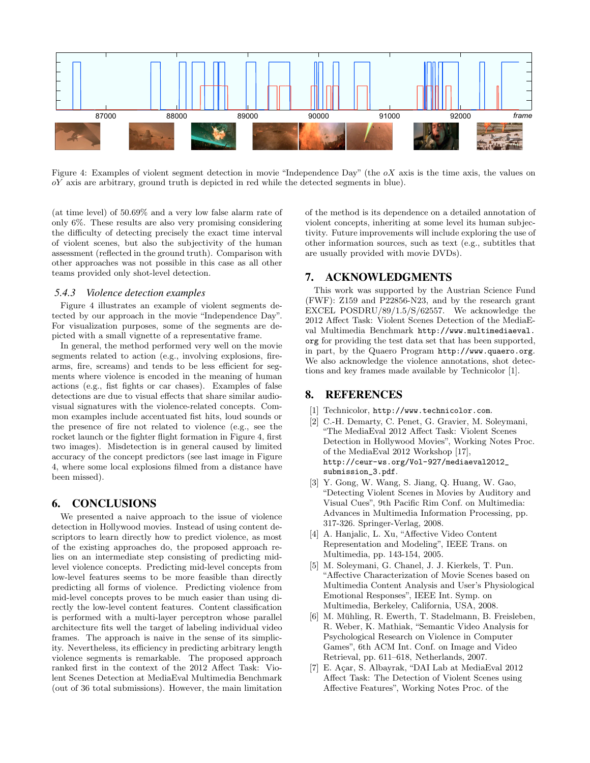Figure 4: Examples of violent segment detection in movie "Independence Day" (the $oX$ axis is the time axis, the values on $oY$ axis are arbitrary, ground truth is depicted in red while the detected segments in blue).

(at time level) of 50.69% and a very low false alarm rate of only 6%. These results are also very promising considering the difficulty of detecting precisely the exact time interval of violent scenes, but also the subjectivity of the human assessment (reflected in the ground truth). Comparison with other approaches was not possible in this case as all other teams provided only shot-level detection.

### 5.4.3 *Violence detection examples*

Figure 4 illustrates an example of violent segments detected by our approach in the movie "Independence Day". For visualization purposes, some of the segments are depicted with a small vignette of a representative frame.

In general, the method performed very well on the movie segments related to action (e.g., involving explosions, firearms, fire, screams) and tends to be less efficient for segments where violence is encoded in the meaning of human actions (e.g., fist fights or car chases). Examples of false detections are due to visual effects that share similar audio-visual signatures with the violence-related concepts. Common examples include accentuated fist hits, loud sounds or the presence of fire not related to violence (e.g., see the rocket launch or the fighter flight formation in Figure 4, first two images). Misdetection is in general caused by limited accuracy of the concept predictors (see last image in Figure 4, where some local explosions filmed from a distance have been missed).

## 6. CONCLUSIONS

We presented a naive approach to the issue of violence detection in Hollywood movies. Instead of using content descriptors to learn directly how to predict violence, as most of the existing approaches do, the proposed approach relies on an intermediate step consisting of predicting mid-level violence concepts. Predicting mid-level concepts from low-level features seems to be more feasible than directly predicting all forms of violence. Predicting violence from mid-level concepts proves to be much easier than using directly the low-level content features. Content classification is performed with a multi-layer perceptron whose parallel architecture fits well the target of labeling individual video frames. The approach is naive in the sense of its simplicity. Nevertheless, its efficiency in predicting arbitrary length violence segments is remarkable. The proposed approach ranked first in the context of the 2012 Affect Task: Violent Scenes Detection at MediaEval Multimedia Benchmark (out of 36 total submissions). However, the main limitation of the method is its dependence on a detailed annotation of violent concepts, inheriting at some level its human subjectivity. Future improvements will include exploring the use of other information sources, such as text (e.g., subtitles that are usually provided with movie DVDs).

## 7. ACKNOWLEDGMENTS

This work was supported by the Austrian Science Fund (FWF): Z159 and P22856-N23, and by the research grant EXCEL POSDRU/89/1.5/S/62557. We acknowledge the 2012 Affect Task: Violent Scenes Detection of the MediaEval Multimedia Benchmark http://www.multimediaeval.org for providing the test data set that has been supported, in part, by the Quaero Program http://www.quaero.org. We also acknowledge the violence annotations, shot detections and key frames made available by Technicolor [1].

## 8. REFERENCES

[1] Technicolor, http://www.technicolor.com.

[2] C.-H. Demarty, C. Penet, G. Gravier, M. Soleymani, "The MediaEval 2012 Affect Task: Violent Scenes Detection in Hollywood Movies", Working Notes Proc. of the MediaEval 2012 Workshop [17], http://ceur-ws.org/Vol-927/mediaeval2012_submission_3.pdf.

[3] Y. Gong, W. Wang, S. Jiang, Q. Huang, W. Gao, "Detecting Violent Scenes in Movies by Auditory and Visual Cues", 9th Pacific Rim Conf. on Multimedia: Advances in Multimedia Information Processing, pp. 317-326. Springer-Verlag, 2008.

[4] A. Hanjalic, L. Xu, "Affective Video Content Representation and Modeling", IEEE Trans. on Multimedia, pp. 143-154, 2005.

[5] M. Soleymani, G. Chanel, J. J. Kierkels, T. Pun. "Affective Characterization of Movie Scenes based on Multimedia Content Analysis and User's Physiological Emotional Responses", IEEE Int. Symp. on Multimedia, Berkeley, California, USA, 2008.

[6] M. Mühling, R. Ewerth, T. Stadelmann, B. Freisleben, R. Weber, K. Mathiak, "Semantic Video Analysis for Psychological Research on Violence in Computer Games", 6th ACM Int. Conf. on Image and Video Retrieval, pp. 611–618, Netherlands, 2007.

[7] E. Açar, S. Albayrak, "DAI Lab at MediaEval 2012 Affect Task: The Detection of Violent Scenes using Affective Features", Working Notes Proc. of the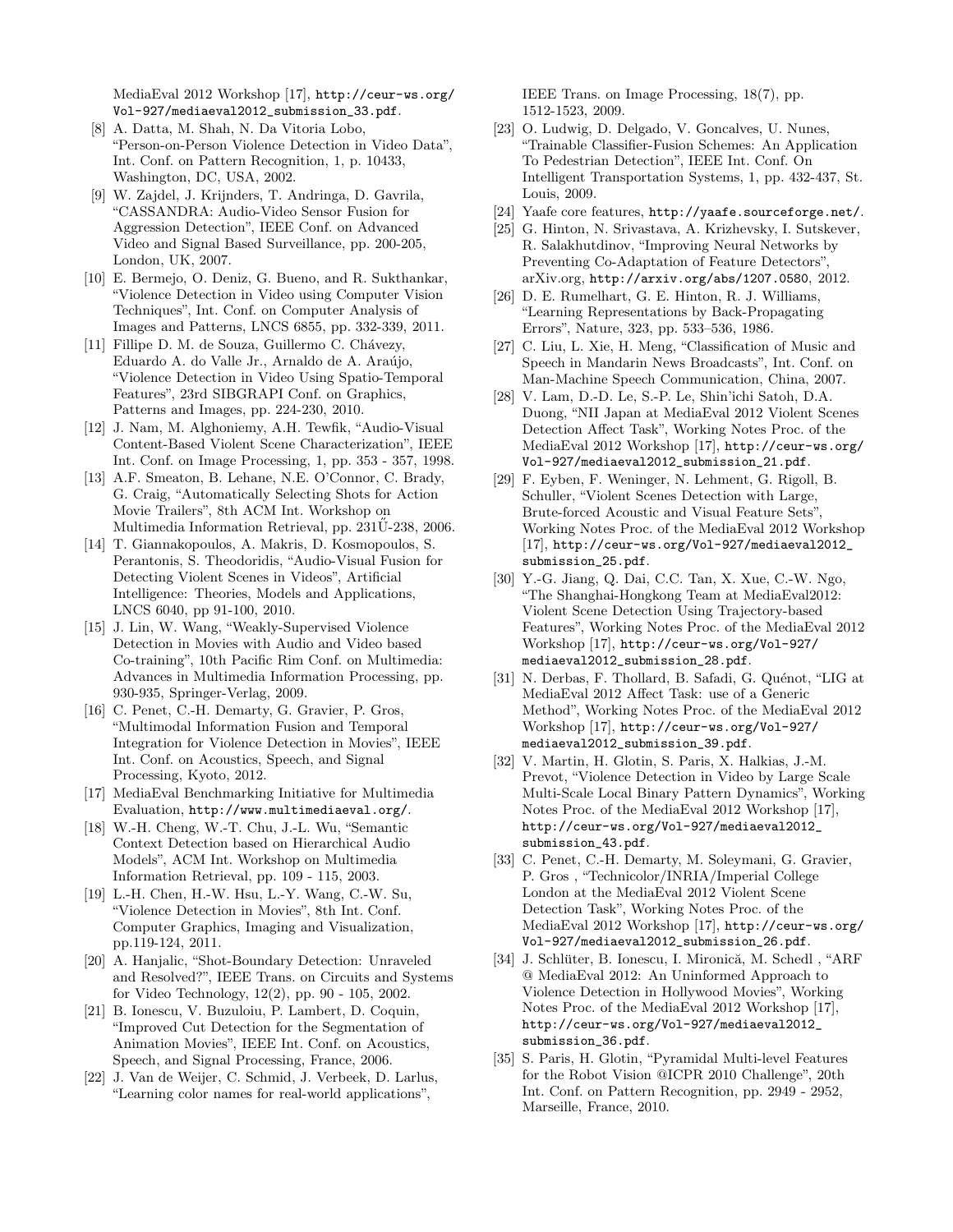MediaEval 2012 Workshop [17], http://ceur-ws.org/Vol-927/mediaeval2012_submission_33.pdf.

[8] A. Datta, M. Shah, N. Da Vitoria Lobo, "Person-on-Person Violence Detection in Video Data", Int. Conf. on Pattern Recognition, 1, p. 10433, Washington, DC, USA, 2002.

[9] W. Zajdel, J. Krijnders, T. Andringa, D. Gavrila, "CASSANDRA: Audio-Video Sensor Fusion for Aggression Detection", IEEE Conf. on Advanced Video and Signal Based Surveillance, pp. 200-205, London, UK, 2007.

[10] E. Bermejo, O. Deniz, G. Bueno, and R. Sukthankar, "Violence Detection in Video using Computer Vision Techniques", Int. Conf. on Computer Analysis of Images and Patterns, LNCS 6855, pp. 332-339, 2011.

[11] Fillipe D. M. de Souza, Guillermo C. Chávezy, Eduardo A. do Valle Jr., Arnaldo de A. Araújo, "Violence Detection in Video Using Spatio-Temporal Features", 23rd SIBGRAPI Conf. on Graphics, Patterns and Images, pp. 224-230, 2010.

[12] J. Nam, M. Alghoniemy, A.H. Tewfik, "Audio-Visual Content-Based Violent Scene Characterization", IEEE Int. Conf. on Image Processing, 1, pp. 353 - 357, 1998.

[13] A.F. Smeaton, B. Lehane, N.E. O'Connor, C. Brady, G. Craig, "Automatically Selecting Shots for Action Movie Trailers", 8th ACM Int. Workshop on Multimedia Information Retrieval, pp. 231Ű-238, 2006.

[14] T. Giannakopoulos, A. Makris, D. Kosmopoulos, S. Perantonis, S. Theodoridis, "Audio-Visual Fusion for Detecting Violent Scenes in Videos", Artificial Intelligence: Theories, Models and Applications, LNCS 6040, pp 91-100, 2010.

[15] J. Lin, W. Wang, "Weakly-Supervised Violence Detection in Movies with Audio and Video based Co-training", 10th Pacific Rim Conf. on Multimedia: Advances in Multimedia Information Processing, pp. 930-935, Springer-Verlag, 2009.

[16] C. Penet, C.-H. Demarty, G. Gravier, P. Gros, "Multimodal Information Fusion and Temporal Integration for Violence Detection in Movies", IEEE Int. Conf. on Acoustics, Speech, and Signal Processing, Kyoto, 2012.

[17] MediaEval Benchmarking Initiative for Multimedia Evaluation, http://www.multimediaeval.org/.

[18] W.-H. Cheng, W.-T. Chu, J.-L. Wu, "Semantic Context Detection based on Hierarchical Audio Models", ACM Int. Workshop on Multimedia Information Retrieval, pp. 109 - 115, 2003.

[19] L.-H. Chen, H.-W. Hsu, L.-Y. Wang, C.-W. Su, "Violence Detection in Movies", 8th Int. Conf. Computer Graphics, Imaging and Visualization, pp.119-124, 2011.

[20] A. Hanjalic, "Shot-Boundary Detection: Unraveled and Resolved?", IEEE Trans. on Circuits and Systems for Video Technology, 12(2), pp. 90 - 105, 2002.

[21] B. Ionescu, V. Buzuloiu, P. Lambert, D. Coquin, "Improved Cut Detection for the Segmentation of Animation Movies", IEEE Int. Conf. on Acoustics, Speech, and Signal Processing, France, 2006.

[22] J. Van de Weijer, C. Schmid, J. Verbeek, D. Larlus, "Learning color names for real-world applications", IEEE Trans. on Image Processing, 18(7), pp. 1512-1523, 2009.

[23] O. Ludwig, D. Delgado, V. Goncalves, U. Nunes, "Trainable Classifier-Fusion Schemes: An Application To Pedestrian Detection", IEEE Int. Conf. On Intelligent Transportation Systems, 1, pp. 432-437, St. Louis, 2009.

[24] Yaafe core features, http://yaafe.sourceforge.net/.

[25] G. Hinton, N. Srivastava, A. Krizhevsky, I. Sutskever, R. Salakhutdinov, "Improving Neural Networks by Preventing Co-Adaptation of Feature Detectors", arXiv.org, http://arxiv.org/abs/1207.0580, 2012.

[26] D. E. Rumelhart, G. E. Hinton, R. J. Williams, "Learning Representations by Back-Propagating Errors", Nature, 323, pp. 533–536, 1986.

[27] C. Liu, L. Xie, H. Meng, "Classification of Music and Speech in Mandarin News Broadcasts", Int. Conf. on Man-Machine Speech Communication, China, 2007.

[28] V. Lam, D.-D. Le, S.-P. Le, Shin'ichi Satoh, D.A. Duong, "NII Japan at MediaEval 2012 Violent Scenes Detection Affect Task", Working Notes Proc. of the MediaEval 2012 Workshop [17], http://ceur-ws.org/Vol-927/mediaeval2012_submission_21.pdf.

[29] F. Eyben, F. Weninger, N. Lehment, G. Rigoll, B. Schuller, "Violent Scenes Detection with Large, Brute-forced Acoustic and Visual Feature Sets", Working Notes Proc. of the MediaEval 2012 Workshop [17], http://ceur-ws.org/Vol-927/mediaeval2012_submission_25.pdf.

[30] Y.-G. Jiang, Q. Dai, C.C. Tan, X. Xue, C.-W. Ngo, "The Shanghai-Hongkong Team at MediaEval2012: Violent Scene Detection Using Trajectory-based Features", Working Notes Proc. of the MediaEval 2012 Workshop [17], http://ceur-ws.org/Vol-927/mediaeval2012_submission_28.pdf.

[31] N. Derbas, F. Thollard, B. Safadi, G. Quénot, "LIG at MediaEval 2012 Affect Task: use of a Generic Method", Working Notes Proc. of the MediaEval 2012 Workshop [17], http://ceur-ws.org/Vol-927/mediaeval2012_submission_39.pdf.

[32] V. Martin, H. Glotin, S. Paris, X. Halkias, J.-M. Prevot, "Violence Detection in Video by Large Scale Multi-Scale Local Binary Pattern Dynamics", Working Notes Proc. of the MediaEval 2012 Workshop [17], http://ceur-ws.org/Vol-927/mediaeval2012_submission_43.pdf.

[33] C. Penet, C.-H. Demarty, M. Soleymani, G. Gravier, P. Gros , "Technicolor/INRIA/Imperial College London at the MediaEval 2012 Violent Scene Detection Task", Working Notes Proc. of the MediaEval 2012 Workshop [17], http://ceur-ws.org/Vol-927/mediaeval2012_submission_26.pdf.

[34] J. Schlüter, B. Ionescu, I. Mironică, M. Schedl , "ARF @ MediaEval 2012: An Uninformed Approach to Violence Detection in Hollywood Movies", Working Notes Proc. of the MediaEval 2012 Workshop [17], http://ceur-ws.org/Vol-927/mediaeval2012_submission_36.pdf.

[35] S. Paris, H. Glotin, "Pyramidal Multi-level Features for the Robot Vision @ICPR 2010 Challenge", 20th Int. Conf. on Pattern Recognition, pp. 2949 - 2952, Marseille, France, 2010.